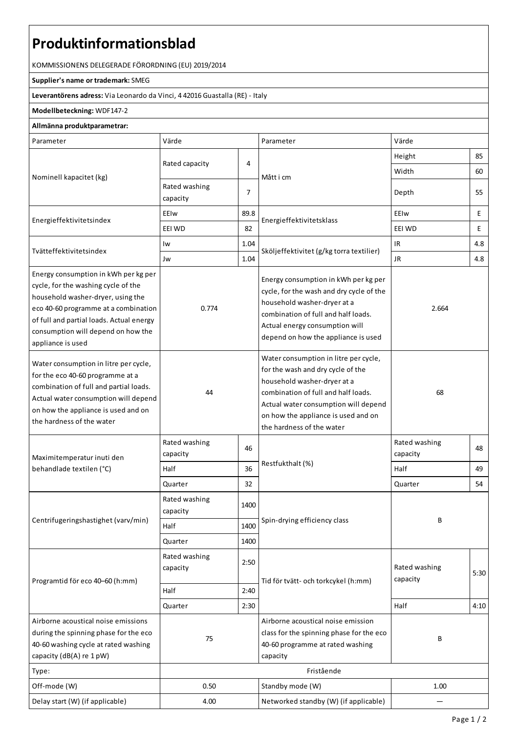# Produktinformationsblad

KOMMISSIONENS DELEGERADE FÖRORDNING (EU) 2019/2014

**Supplier's name or trademark:** SMEG

**Leverantörens adress:** Via Leonardo da Vinci, 4 42016 Guastalla (RE) - Italy

**Modellbeteckning:** WDF147-2

**Allmänna produktparametrar:**

| Parameter | Värde | | Parameter | Värde | |
|---|---|---|---|---|---|
| Nominell kapacitet (kg) | Rated capacity | 4 | Mått i cm | Height | 85 |
| | | | | Width | 60 |
| | Rated washing capacity | 7 | | Depth | 55 |
| Energieffektivitetsindex | EEIw | 89.8 | Energieffektivitetsklass | EEIw | E |
| | EEI WD | 82 | | EEI WD | E |
| Tvätteffektivitetsindex | Iw | 1.04 | Sköljeffektivitet (g/kg torra textilier) | IR | 4.8 |
| | Jw | 1.04 | | JR | 4.8 |
| Energy consumption in kWh per kg per cycle, for the washing cycle of the household washer-dryer, using the eco 40-60 programme at a combination of full and partial loads. Actual energy consumption will depend on how the appliance is used | 0.774 | | Energy consumption in kWh per kg per cycle, for the wash and dry cycle of the household washer-dryer at a combination of full and half loads. Actual energy consumption will depend on how the appliance is used | 2.664 | |
| Water consumption in litre per cycle, for the eco 40-60 programme at a combination of full and partial loads. Actual water consumption will depend on how the appliance is used and on the hardness of the water | 44 | | Water consumption in litre per cycle, for the wash and dry cycle of the household washer-dryer at a combination of full and half loads. Actual water consumption will depend on how the appliance is used and on the hardness of the water | 68 | |
| Maximitemperatur inuti den behandlade textilen (°C) | Rated washing capacity | 46 | Restfukthalt (%) | Rated washing capacity | 48 |
| | Half | 36 | | Half | 49 |
| | Quarter | 32 | | Quarter | 54 |
| Centrifugeringshastighet (varv/min) | Rated washing capacity | 1400 | Spin-drying efficiency class | B | |
| | Half | 1400 | | | |
| | Quarter | 1400 | | | |
| Programtid för eco 40–60 (h:mm) | Rated washing capacity | 2:50 | Tid för tvätt- och torkcykel (h:mm) | Rated washing capacity | 5:30 |
| | Half | 2:40 | | | |
| | Quarter | 2:30 | | Half | 4:10 |
| Airborne acoustical noise emissions during the spinning phase for the eco 40-60 washing cycle at rated washing capacity (dB(A) re 1 pW) | 75 | | Airborne acoustical noise emission class for the spinning phase for the eco 40-60 programme at rated washing capacity | B | |
| Type: | Fristående | | | | |
| Off-mode (W) | 0.50 | | Standby mode (W) | 1.00 | |
| Delay start (W) (if applicable) | 4.00 | | Networked standby (W) (if applicable) | — | |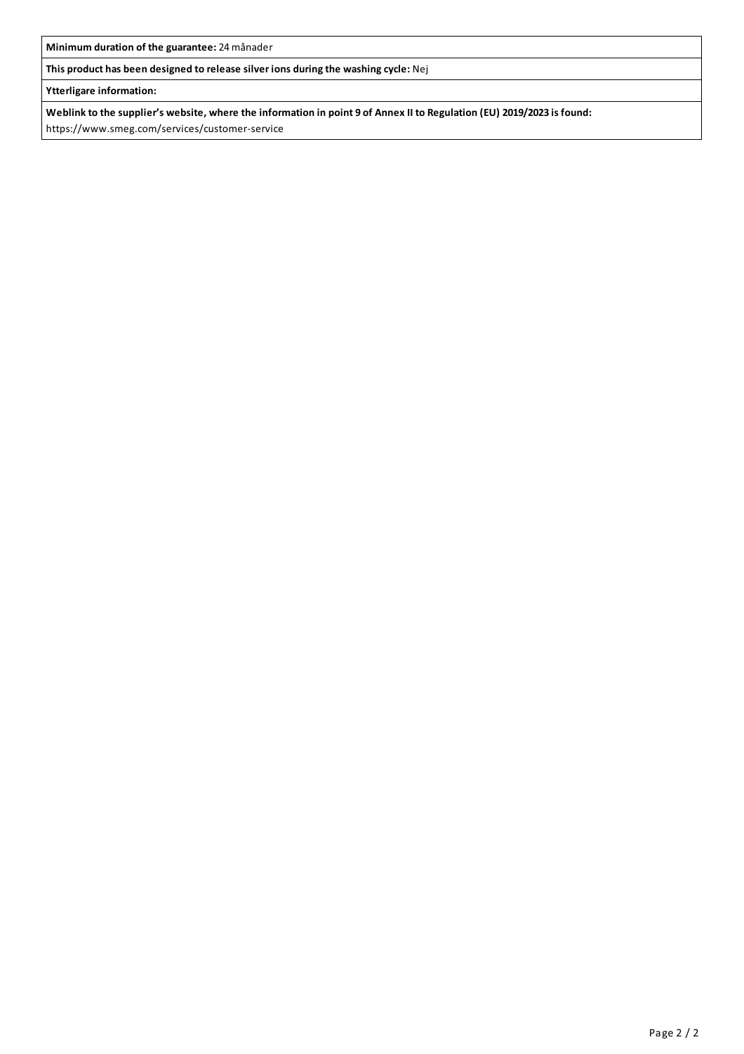**Minimum duration of the guarantee:** 24 månader

**This product has been designed to release silver ions during the washing cycle:** Nej

**Ytterligare information:**

**Weblink to the supplier's website, where the information in point 9 of Annex II to Regulation (EU) 2019/2023 is found:**
https://www.smeg.com/services/customer-service